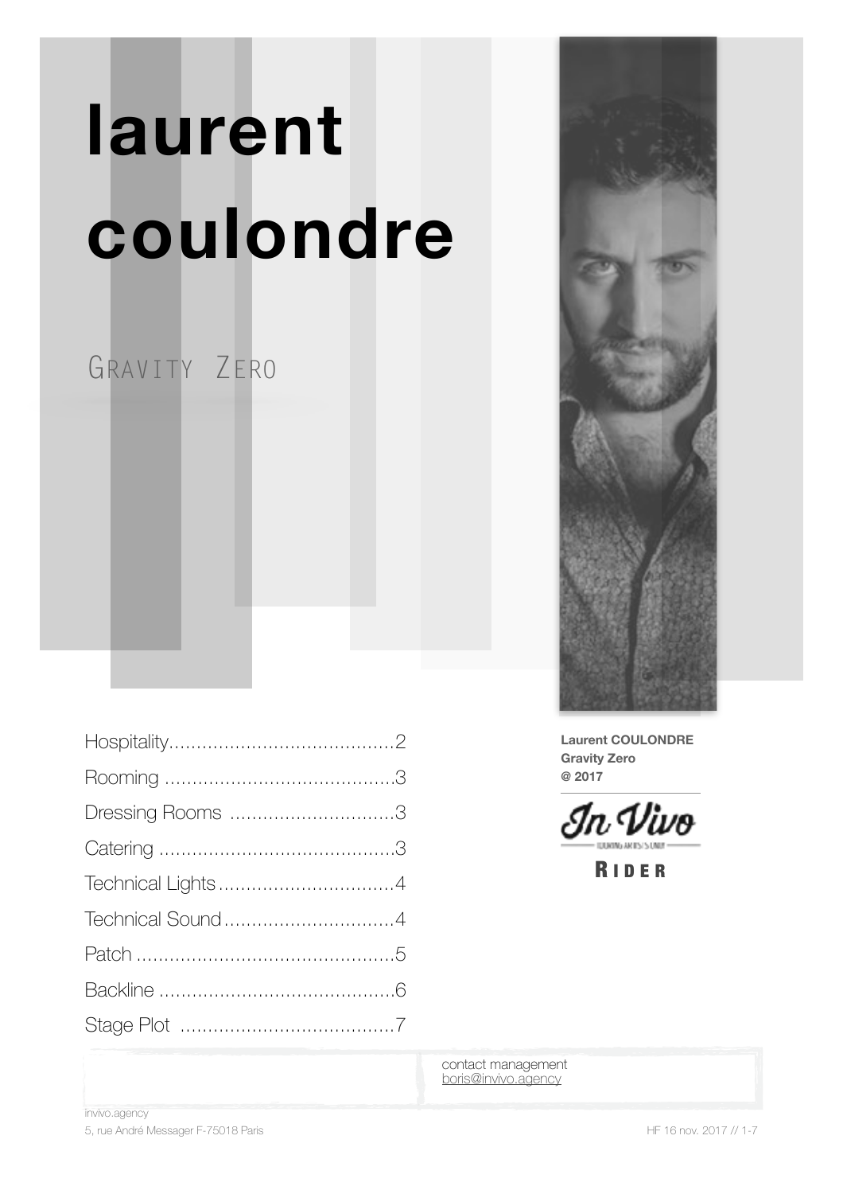# laurent coulondre

## Gravity Zero

Hospitality........................................2

Rooming .........................................3

Dressing Rooms .............................3

Catering ..........................................3

Technical Lights ...............................4

Technical Sound ..............................4

Patch ..............................................5

Backline ..........................................6

Stage Plot ......................................7

**Laurent COULONDRE**
**Gravity Zero**
**@ 2017**

In Vivo

**Rider**

contact management
boris@invivo.agency

invivo.agency
5, rue André Messager F-75018 Paris

HF 16 nov. 2017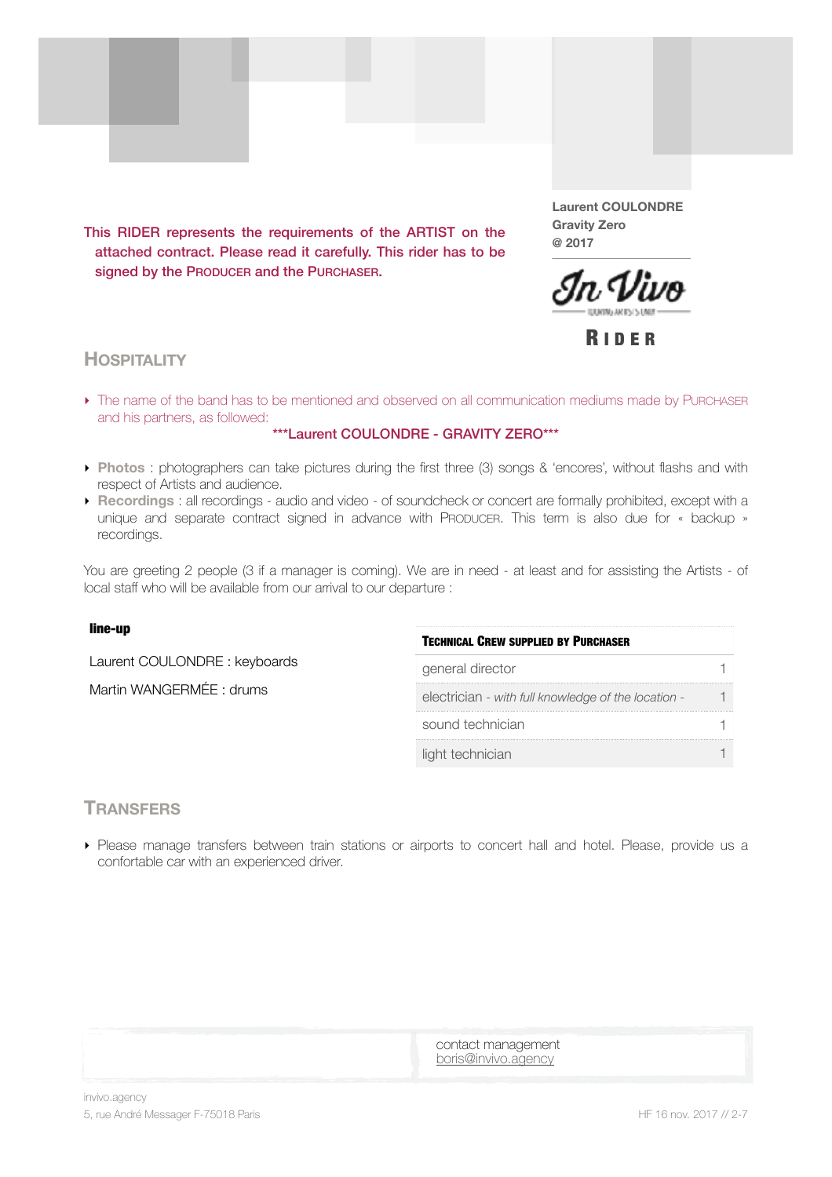This RIDER represents the requirements of the ARTIST on the attached contract. Please read it carefully. This rider has to be signed by the PRODUCER and the PURCHASER.

**Laurent COULONDRE**
**Gravity Zero**
**@ 2017**

In Vivo

RIDER

## HOSPITALITY

- The name of the band has to be mentioned and observed on all communication mediums made by PURCHASER and his partners, as followed:

  ***Laurent COULONDRE - GRAVITY ZERO***

- **Photos** : photographers can take pictures during the first three (3) songs & 'encores', without flashs and with respect of Artists and audience.
- **Recordings** : all recordings - audio and video - of soundcheck or concert are formally prohibited, except with a unique and separate contract signed in advance with PRODUCER. This term is also due for « backup » recordings.

You are greeting 2 people (3 if a manager is coming). We are in need - at least and for assisting the Artists - of local staff who will be available from our arrival to our departure :

**line-up**

Laurent COULONDRE : keyboards

Martin WANGERMÉE : drums

| TECHNICAL CREW SUPPLIED BY PURCHASER | |
|---|---|
| general director | 1 |
| electrician - *with full knowledge of the location* - | 1 |
| sound technician | 1 |
| light technician | 1 |

## TRANSFERS

- Please manage transfers between train stations or airports to concert hall and hotel. Please, provide us a confortable car with an experienced driver.

contact management
boris@invivo.agency

invivo.agency
5, rue André Messager F-75018 Paris

HF 16 nov. 2017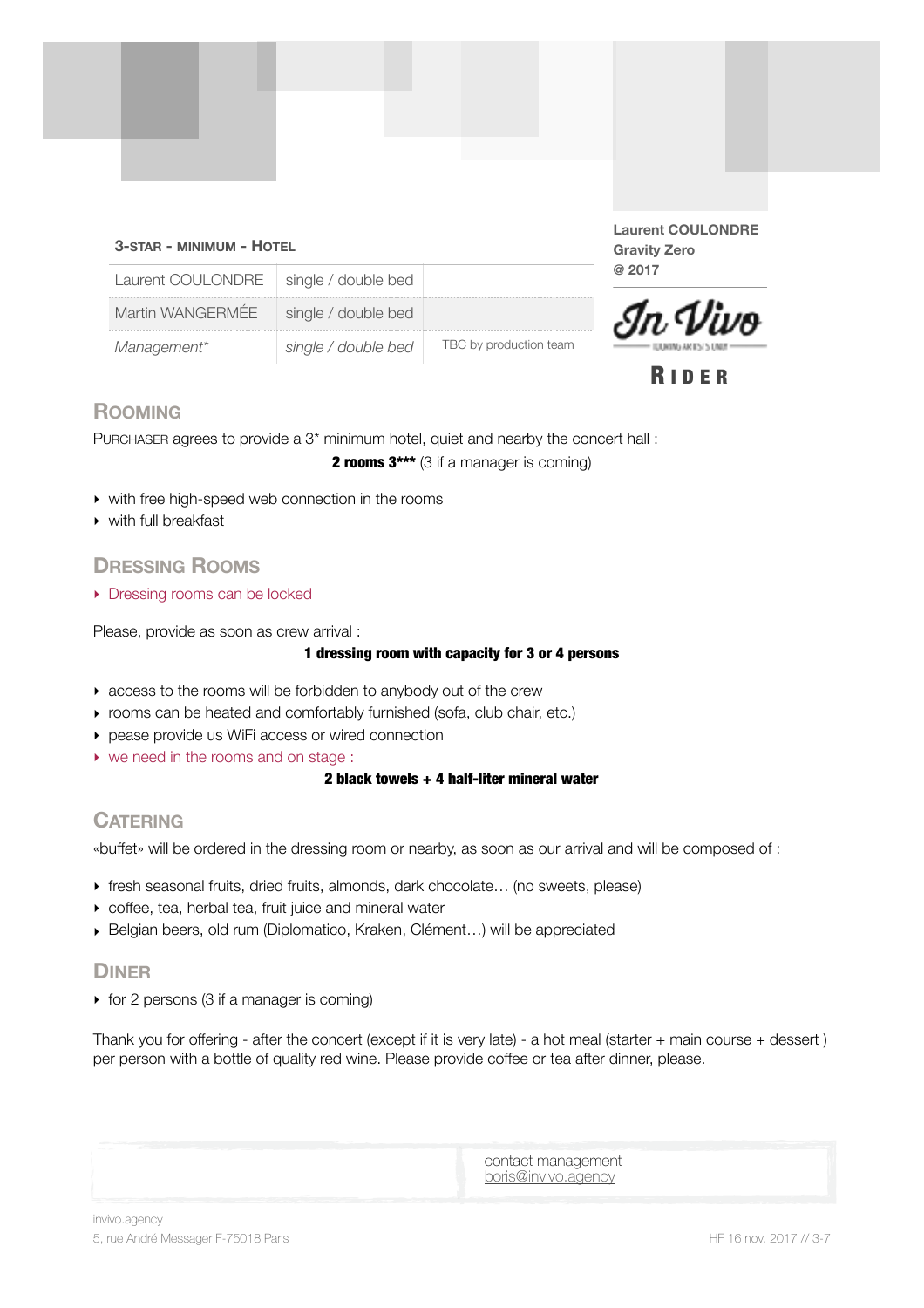**Laurent COULONDRE**
**Gravity Zero**
**@ 2017**

In Vivo

**RIDER**

### 3-STAR - MINIMUM - HOTEL

| | | |
|---|---|---|
| Laurent COULONDRE | single / double bed | |
| Martin WANGERMÉE | single / double bed | |
| *Management** | *single / double bed* | TBC by production team |

## ROOMING

PURCHASER agrees to provide a 3* minimum hotel, quiet and nearby the concert hall :

**2 rooms 3***** (3 if a manager is coming)

- with free high-speed web connection in the rooms
- with full breakfast

## DRESSING ROOMS

- Dressing rooms can be locked

Please, provide as soon as crew arrival :

**1 dressing room with capacity for 3 or 4 persons**

- access to the rooms will be forbidden to anybody out of the crew
- rooms can be heated and comfortably furnished (sofa, club chair, etc.)
- pease provide us WiFi access or wired connection
- we need in the rooms and on stage :

**2 black towels + 4 half-liter mineral water**

## CATERING

«buffet» will be ordered in the dressing room or nearby, as soon as our arrival and will be composed of :

- fresh seasonal fruits, dried fruits, almonds, dark chocolate… (no sweets, please)
- coffee, tea, herbal tea, fruit juice and mineral water
- Belgian beers, old rum (Diplomatico, Kraken, Clément…) will be appreciated

## DINER

- for 2 persons (3 if a manager is coming)

Thank you for offering - after the concert (except if it is very late) - a hot meal (starter + main course + dessert ) per person with a bottle of quality red wine. Please provide coffee or tea after dinner, please.

contact management
boris@invivo.agency

invivo.agency
5, rue André Messager F-75018 Paris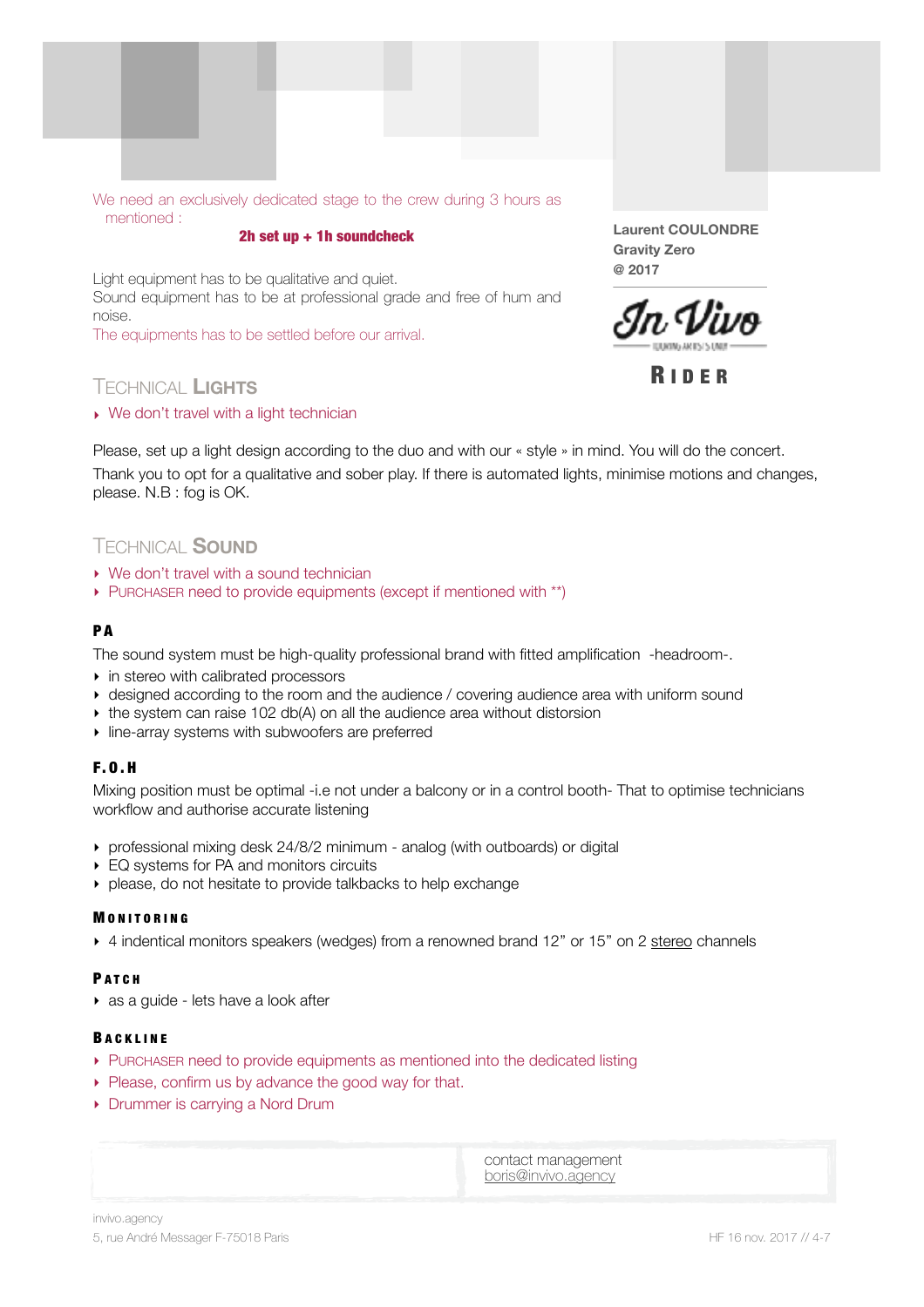We need an exclusively dedicated stage to the crew during 3 hours as mentioned :

**2h set up + 1h soundcheck**

Light equipment has to be qualitative and quiet.
Sound equipment has to be at professional grade and free of hum and noise.
The equipments has to be settled before our arrival.

**Laurent COULONDRE**
**Gravity Zero**
**@ 2017**

In Vivo

**RIDER**

## TECHNICAL **LIGHTS**

- We don't travel with a light technician

Please, set up a light design according to the duo and with our « style » in mind. You will do the concert.
Thank you to opt for a qualitative and sober play. If there is automated lights, minimise motions and changes, please. N.B : fog is OK.

## TECHNICAL **SOUND**

- We don't travel with a sound technician
- PURCHASER need to provide equipments (except if mentioned with **)

### PA

The sound system must be high-quality professional brand with fitted amplification -headroom-.

- in stereo with calibrated processors
- designed according to the room and the audience / covering audience area with uniform sound
- the system can raise 102 db(A) on all the audience area without distortion
- line-array systems with subwoofers are preferred

### F.O.H

Mixing position must be optimal -i.e not under a balcony or in a control booth- That to optimise technicians workflow and authorise accurate listening

- professional mixing desk 24/8/2 minimum - analog (with outboards) or digital
- EQ systems for PA and monitors circuits
- please, do not hesitate to provide talkbacks to help exchange

### MONITORING

- 4 indentical monitors speakers (wedges) from a renowned brand 12" or 15" on 2 stereo channels

### PATCH

- as a guide - lets have a look after

### BACKLINE

- PURCHASER need to provide equipments as mentioned into the dedicated listing
- Please, confirm us by advance the good way for that.
- Drummer is carrying a Nord Drum

contact management
boris@invivo.agency

invivo.agency
5, rue André Messager F-75018 Paris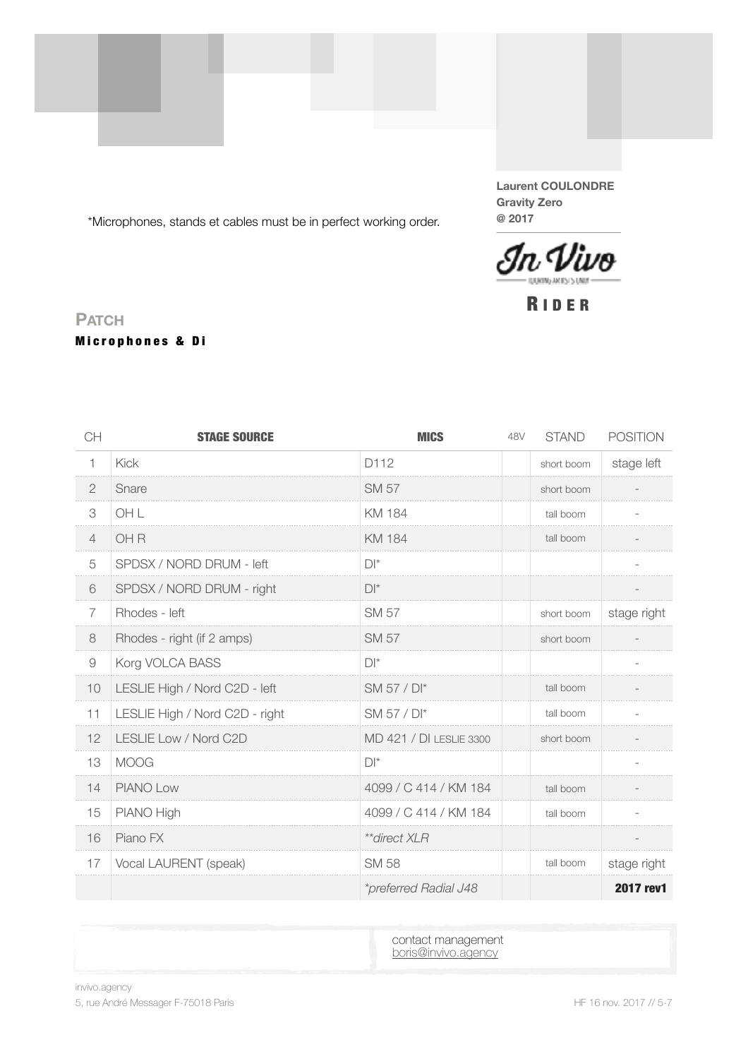*Microphones, stands et cables must be in perfect working order.

**Laurent COULONDRE**
**Gravity Zero**
**@ 2017**

In Vivo

**RIDER**

## PATCH

### Microphones & Di

| CH | STAGE SOURCE | MICS | 48V | STAND | POSITION |
|---|---|---|---|---|---|
| 1 | Kick | D112 | | short boom | stage left |
| 2 | Snare | SM 57 | | short boom | - |
| 3 | OH L | KM 184 | | tall boom | - |
| 4 | OH R | KM 184 | | tall boom | - |
| 5 | SPDSX / NORD DRUM - left | DI* | | | - |
| 6 | SPDSX / NORD DRUM - right | DI* | | | - |
| 7 | Rhodes - left | SM 57 | | short boom | stage right |
| 8 | Rhodes - right (if 2 amps) | SM 57 | | short boom | - |
| 9 | Korg VOLCA BASS | DI* | | | - |
| 10 | LESLIE High / Nord C2D - left | SM 57 / DI* | | tall boom | - |
| 11 | LESLIE High / Nord C2D - right | SM 57 / DI* | | tall boom | - |
| 12 | LESLIE Low / Nord C2D | MD 421 / DI LESLIE 3300 | | short boom | - |
| 13 | MOOG | DI* | | | - |
| 14 | PIANO Low | 4099 / C 414 / KM 184 | | tall boom | - |
| 15 | PIANO High | 4099 / C 414 / KM 184 | | tall boom | - |
| 16 | Piano FX | *\*\*direct XLR* | | | - |
| 17 | Vocal LAURENT (speak) | SM 58 | | tall boom | stage right |
| | | *\*preferred Radial J48* | | | **2017 rev1** |

contact management
boris@invivo.agency

invivo.agency
5, rue André Messager F-75018 Paris

HF 16 nov. 2017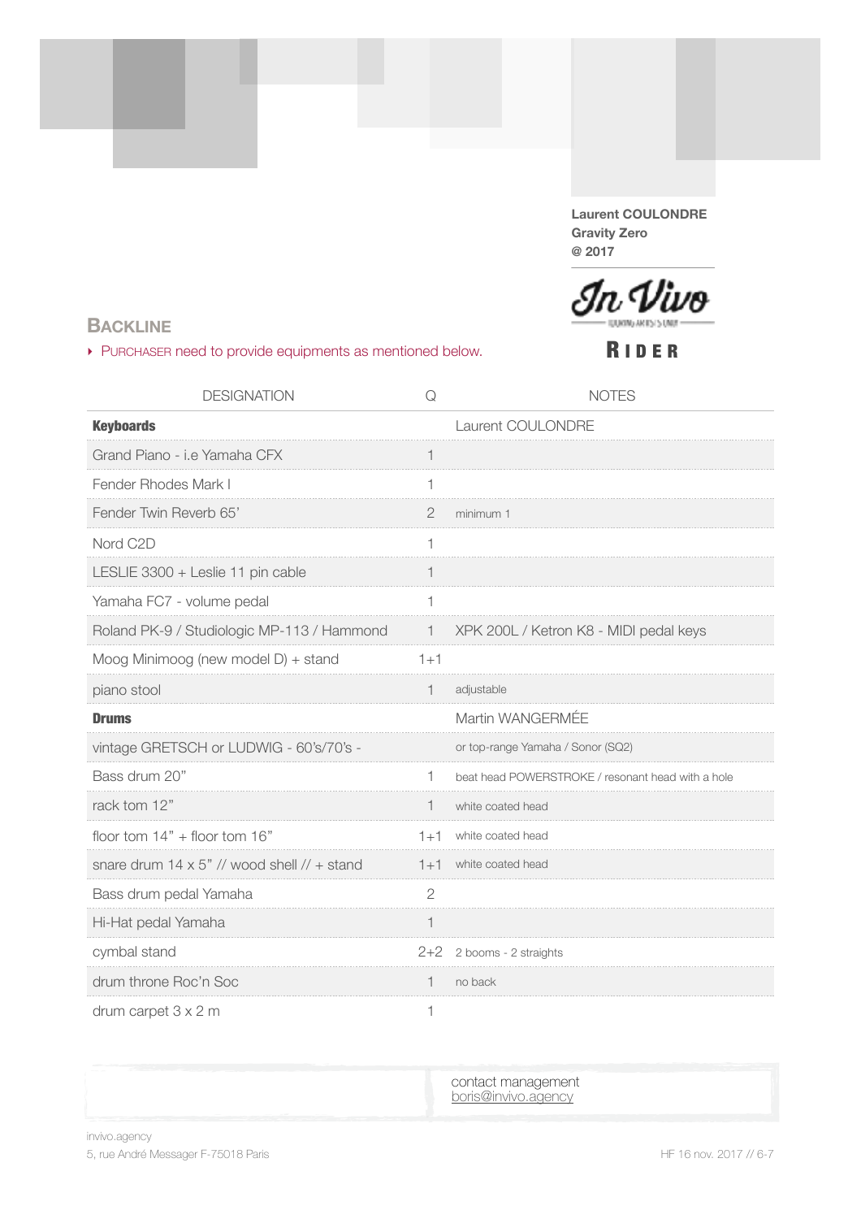**Laurent COULONDRE**
**Gravity Zero**
**@ 2017**

In Vivo

**RIDER**

## BACKLINE

‣ PURCHASER need to provide equipments as mentioned below.

| DESIGNATION | Q | NOTES |
|---|---|---|
| **Keyboards** | | Laurent COULONDRE |
| Grand Piano - i.e Yamaha CFX | 1 | |
| Fender Rhodes Mark I | 1 | |
| Fender Twin Reverb 65' | 2 | minimum 1 |
| Nord C2D | 1 | |
| LESLIE 3300 + Leslie 11 pin cable | 1 | |
| Yamaha FC7 - volume pedal | 1 | |
| Roland PK-9 / Studiologic MP-113 / Hammond | 1 | XPK 200L / Ketron K8 - MIDI pedal keys |
| Moog Minimoog (new model D) + stand | 1+1 | |
| piano stool | 1 | adjustable |
| **Drums** | | Martin WANGERMÉE |
| vintage GRETSCH or LUDWIG - 60's/70's - | | or top-range Yamaha / Sonor (SQ2) |
| Bass drum 20" | 1 | beat head POWERSTROKE / resonant head with a hole |
| rack tom 12" | 1 | white coated head |
| floor tom 14" + floor tom 16" | 1+1 | white coated head |
| snare drum 14 x 5" // wood shell // + stand | 1+1 | white coated head |
| Bass drum pedal Yamaha | 2 | |
| Hi-Hat pedal Yamaha | 1 | |
| cymbal stand | 2+2 | 2 booms - 2 straights |
| drum throne Roc'n Soc | 1 | no back |
| drum carpet 3 x 2 m | 1 | |

contact management
boris@invivo.agency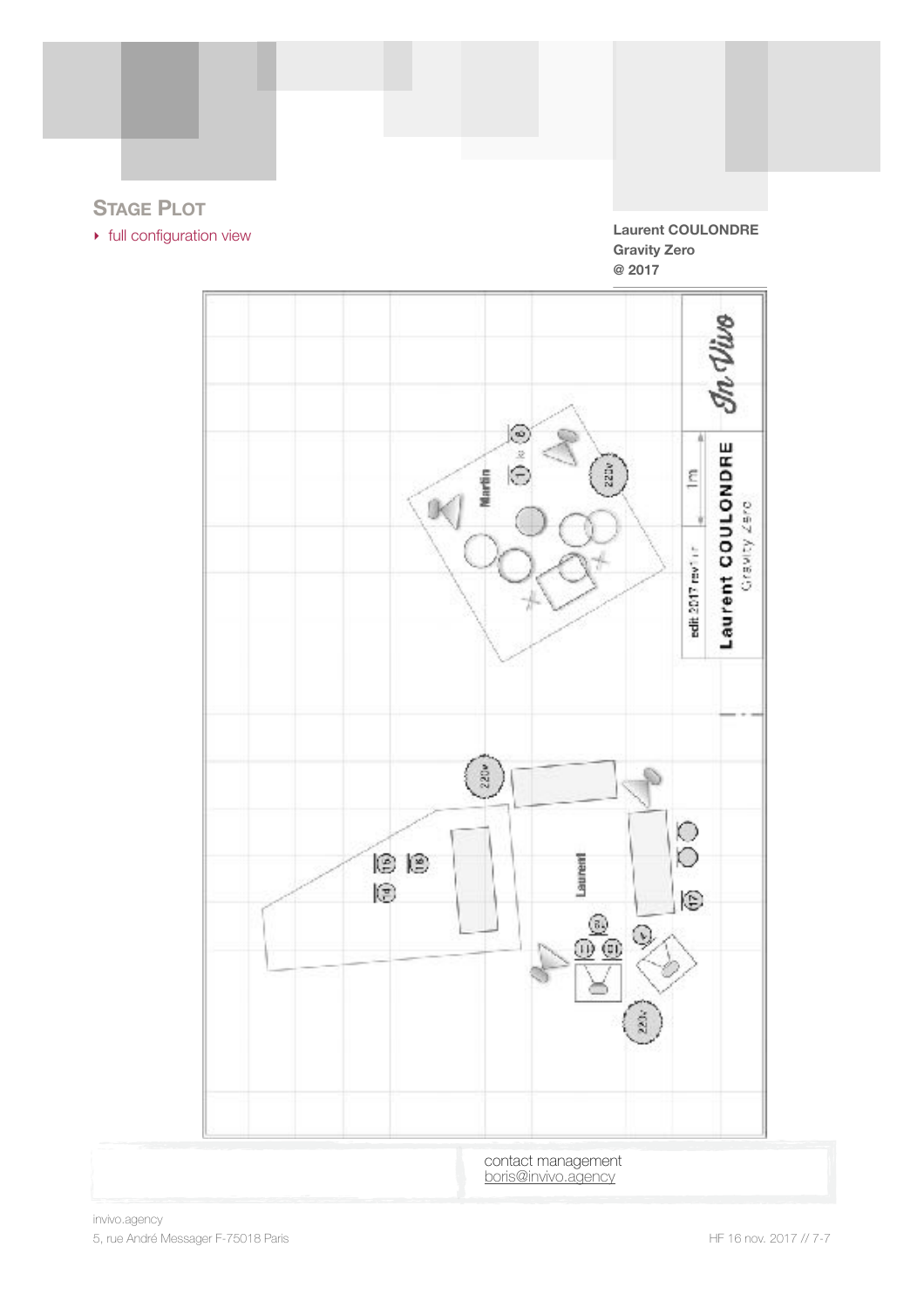## Stage Plot

▸ full configuration view

**Laurent COULONDRE**
**Gravity Zero**
**@ 2017**

Martin

11 to 8

220v

Laurent

220v

220v

15 16 14 18

17

edit 2017 rev' r

1m

Laurent COULONDRE

Gravity Zero

In Vivo

contact management
boris@invivo.agency

invivo.agency
5, rue André Messager F-75018 Paris

HF 16 nov. 2017